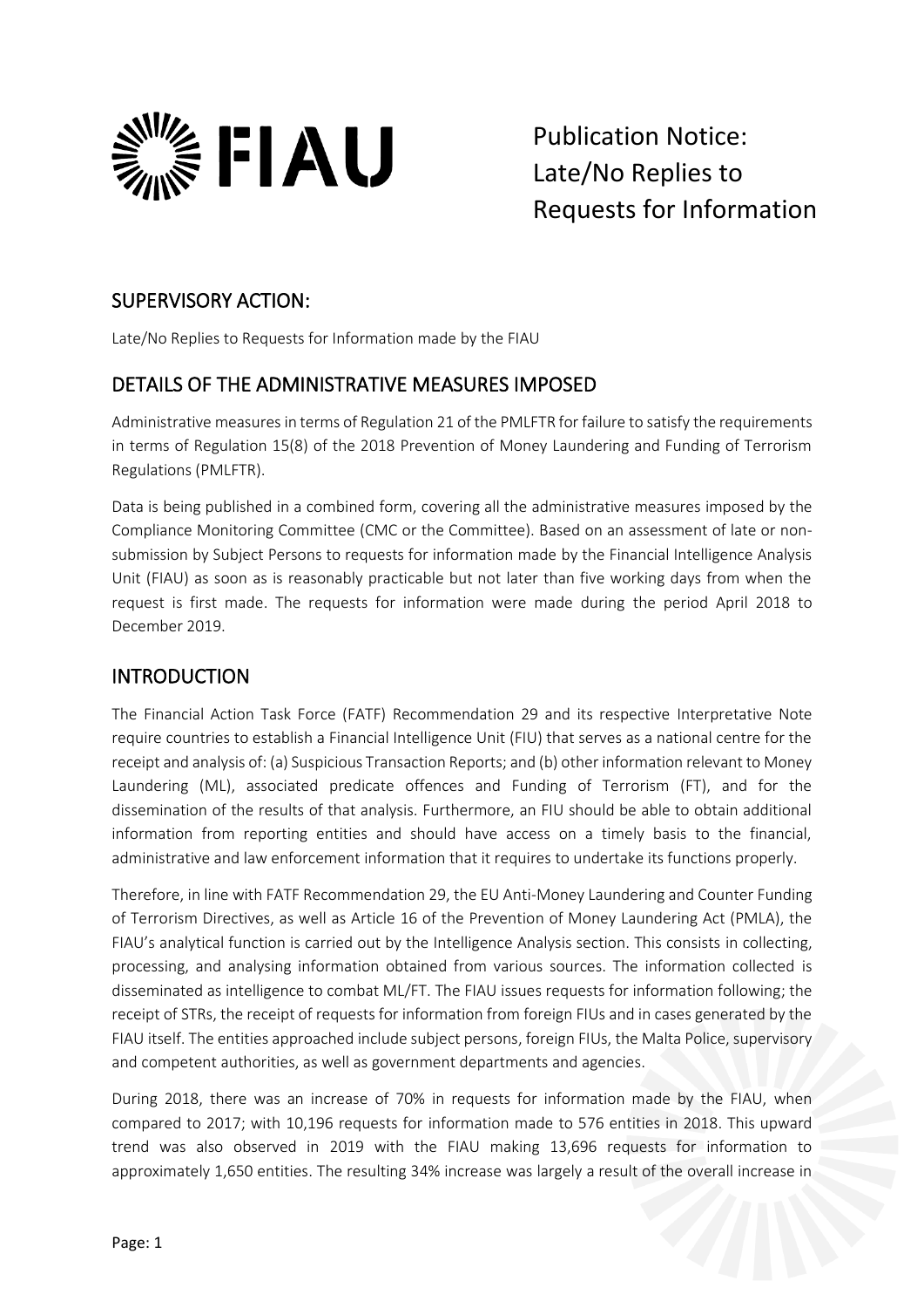# Publication Notice: Late/No Replies to Requests for Information

## SUPERVISORY ACTION:

Late/No Replies to Requests for Information made by the FIAU

## DETAILS OF THE ADMINISTRATIVE MEASURES IMPOSED

Administrative measures in terms of Regulation 21 of the PMLFTR for failure to satisfy the requirements in terms of Regulation 15(8) of the 2018 Prevention of Money Laundering and Funding of Terrorism Regulations (PMLFTR).

Data is being published in a combined form, covering all the administrative measures imposed by the Compliance Monitoring Committee (CMC or the Committee). Based on an assessment of late or non-submission by Subject Persons to requests for information made by the Financial Intelligence Analysis Unit (FIAU) as soon as is reasonably practicable but not later than five working days from when the request is first made. The requests for information were made during the period April 2018 to December 2019.

## INTRODUCTION

The Financial Action Task Force (FATF) Recommendation 29 and its respective Interpretative Note require countries to establish a Financial Intelligence Unit (FIU) that serves as a national centre for the receipt and analysis of: (a) Suspicious Transaction Reports; and (b) other information relevant to Money Laundering (ML), associated predicate offences and Funding of Terrorism (FT), and for the dissemination of the results of that analysis. Furthermore, an FIU should be able to obtain additional information from reporting entities and should have access on a timely basis to the financial, administrative and law enforcement information that it requires to undertake its functions properly.

Therefore, in line with FATF Recommendation 29, the EU Anti-Money Laundering and Counter Funding of Terrorism Directives, as well as Article 16 of the Prevention of Money Laundering Act (PMLA), the FIAU's analytical function is carried out by the Intelligence Analysis section. This consists in collecting, processing, and analysing information obtained from various sources. The information collected is disseminated as intelligence to combat ML/FT. The FIAU issues requests for information following; the receipt of STRs, the receipt of requests for information from foreign FIUs and in cases generated by the FIAU itself. The entities approached include subject persons, foreign FIUs, the Malta Police, supervisory and competent authorities, as well as government departments and agencies.

During 2018, there was an increase of 70% in requests for information made by the FIAU, when compared to 2017; with 10,196 requests for information made to 576 entities in 2018. This upward trend was also observed in 2019 with the FIAU making 13,696 requests for information to approximately 1,650 entities. The resulting 34% increase was largely a result of the overall increase in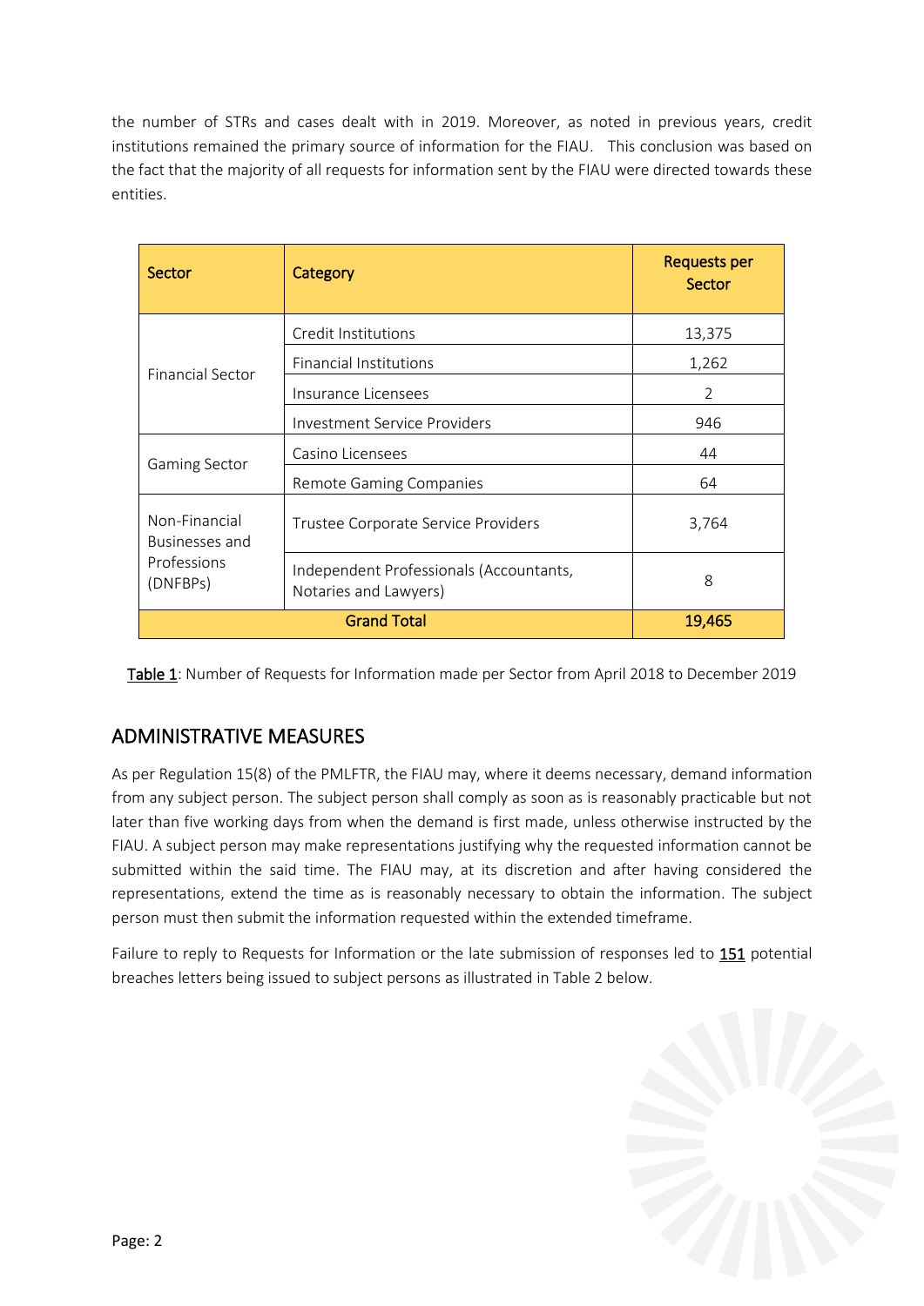the number of STRs and cases dealt with in 2019. Moreover, as noted in previous years, credit institutions remained the primary source of information for the FIAU. This conclusion was based on the fact that the majority of all requests for information sent by the FIAU were directed towards these entities.

| Sector | Category | Requests per Sector |
|---|---|---|
| Financial Sector | Credit Institutions | 13,375 |
| | Financial Institutions | 1,262 |
| | Insurance Licensees | 2 |
| | Investment Service Providers | 946 |
| Gaming Sector | Casino Licensees | 44 |
| | Remote Gaming Companies | 64 |
| Non-Financial Businesses and Professions (DNFBPs) | Trustee Corporate Service Providers | 3,764 |
| | Independent Professionals (Accountants, Notaries and Lawyers) | 8 |
| **Grand Total** | | **19,465** |

Table 1: Number of Requests for Information made per Sector from April 2018 to December 2019

## ADMINISTRATIVE MEASURES

As per Regulation 15(8) of the PMLFTR, the FIAU may, where it deems necessary, demand information from any subject person. The subject person shall comply as soon as is reasonably practicable but not later than five working days from when the demand is first made, unless otherwise instructed by the FIAU. A subject person may make representations justifying why the requested information cannot be submitted within the said time. The FIAU may, at its discretion and after having considered the representations, extend the time as is reasonably necessary to obtain the information. The subject person must then submit the information requested within the extended timeframe.

Failure to reply to Requests for Information or the late submission of responses led to **151** potential breaches letters being issued to subject persons as illustrated in Table 2 below.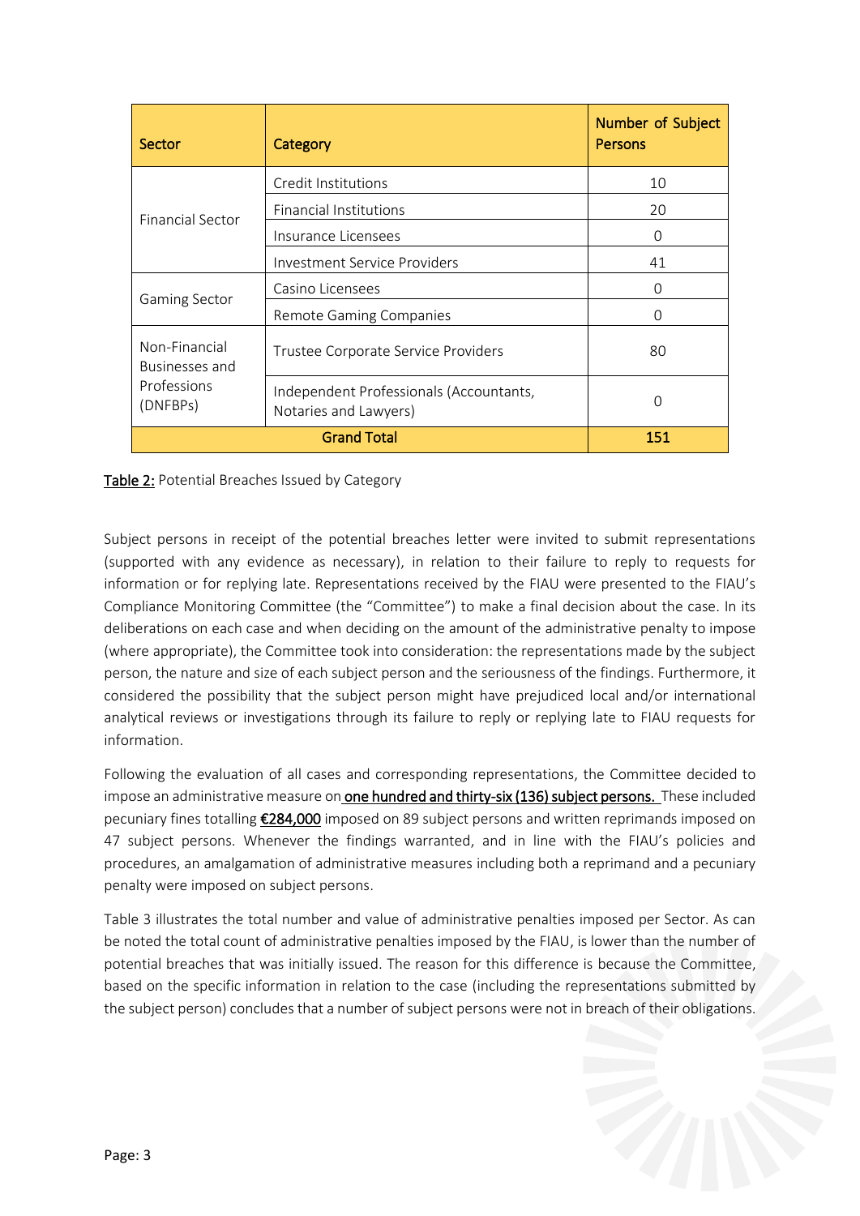| Sector | Category | Number of Subject Persons |
|---|---|---|
| Financial Sector | Credit Institutions | 10 |
| | Financial Institutions | 20 |
| | Insurance Licensees | 0 |
| | Investment Service Providers | 41 |
| Gaming Sector | Casino Licensees | 0 |
| | Remote Gaming Companies | 0 |
| Non-Financial Businesses and Professions (DNFBPs) | Trustee Corporate Service Providers | 80 |
| | Independent Professionals (Accountants, Notaries and Lawyers) | 0 |
| **Grand Total** | | **151** |

Table 2: Potential Breaches Issued by Category

Subject persons in receipt of the potential breaches letter were invited to submit representations (supported with any evidence as necessary), in relation to their failure to reply to requests for information or for replying late. Representations received by the FIAU were presented to the FIAU's Compliance Monitoring Committee (the "Committee") to make a final decision about the case. In its deliberations on each case and when deciding on the amount of the administrative penalty to impose (where appropriate), the Committee took into consideration: the representations made by the subject person, the nature and size of each subject person and the seriousness of the findings. Furthermore, it considered the possibility that the subject person might have prejudiced local and/or international analytical reviews or investigations through its failure to reply or replying late to FIAU requests for information.

Following the evaluation of all cases and corresponding representations, the Committee decided to impose an administrative measure on **one hundred and thirty-six (136) subject persons.** These included pecuniary fines totalling **€284,000** imposed on 89 subject persons and written reprimands imposed on 47 subject persons. Whenever the findings warranted, and in line with the FIAU's policies and procedures, an amalgamation of administrative measures including both a reprimand and a pecuniary penalty were imposed on subject persons.

Table 3 illustrates the total number and value of administrative penalties imposed per Sector. As can be noted the total count of administrative penalties imposed by the FIAU, is lower than the number of potential breaches that was initially issued. The reason for this difference is because the Committee, based on the specific information in relation to the case (including the representations submitted by the subject person) concludes that a number of subject persons were not in breach of their obligations.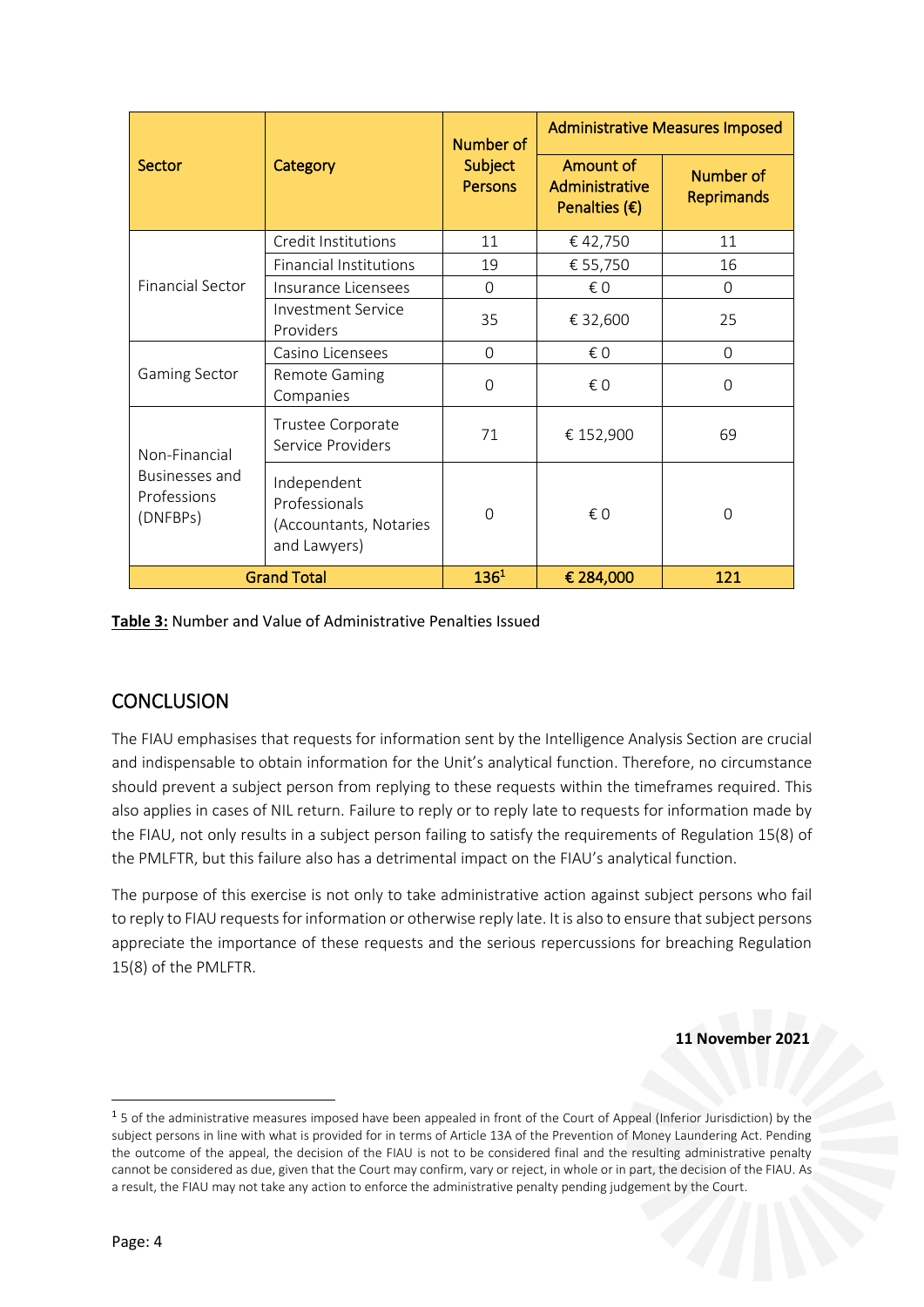| Sector | Category | Number of Subject Persons | Administrative Measures Imposed | |
|---|---|---|---|---|
| | | | Amount of Administrative Penalties (€) | Number of Reprimands |
| Financial Sector | Credit Institutions | 11 | € 42,750 | 11 |
| | Financial Institutions | 19 | € 55,750 | 16 |
| | Insurance Licensees | 0 | € 0 | 0 |
| | Investment Service Providers | 35 | € 32,600 | 25 |
| Gaming Sector | Casino Licensees | 0 | € 0 | 0 |
| | Remote Gaming Companies | 0 | € 0 | 0 |
| Non-Financial Businesses and Professions (DNFBPs) | Trustee Corporate Service Providers | 71 | € 152,900 | 69 |
| | Independent Professionals (Accountants, Notaries and Lawyers) | 0 | € 0 | 0 |
| **Grand Total** | | **136**[1] | **€ 284,000** | **121** |

**Table 3:** Number and Value of Administrative Penalties Issued

## CONCLUSION

The FIAU emphasises that requests for information sent by the Intelligence Analysis Section are crucial and indispensable to obtain information for the Unit's analytical function. Therefore, no circumstance should prevent a subject person from replying to these requests within the timeframes required. This also applies in cases of NIL return. Failure to reply or to reply late to requests for information made by the FIAU, not only results in a subject person failing to satisfy the requirements of Regulation 15(8) of the PMLFTR, but this failure also has a detrimental impact on the FIAU's analytical function.

The purpose of this exercise is not only to take administrative action against subject persons who fail to reply to FIAU requests for information or otherwise reply late. It is also to ensure that subject persons appreciate the importance of these requests and the serious repercussions for breaching Regulation 15(8) of the PMLFTR.

**11 November 2021**

[1] 5 of the administrative measures imposed have been appealed in front of the Court of Appeal (Inferior Jurisdiction) by the subject persons in line with what is provided for in terms of Article 13A of the Prevention of Money Laundering Act. Pending the outcome of the appeal, the decision of the FIAU is not to be considered final and the resulting administrative penalty cannot be considered as due, given that the Court may confirm, vary or reject, in whole or in part, the decision of the FIAU. As a result, the FIAU may not take any action to enforce the administrative penalty pending judgement by the Court.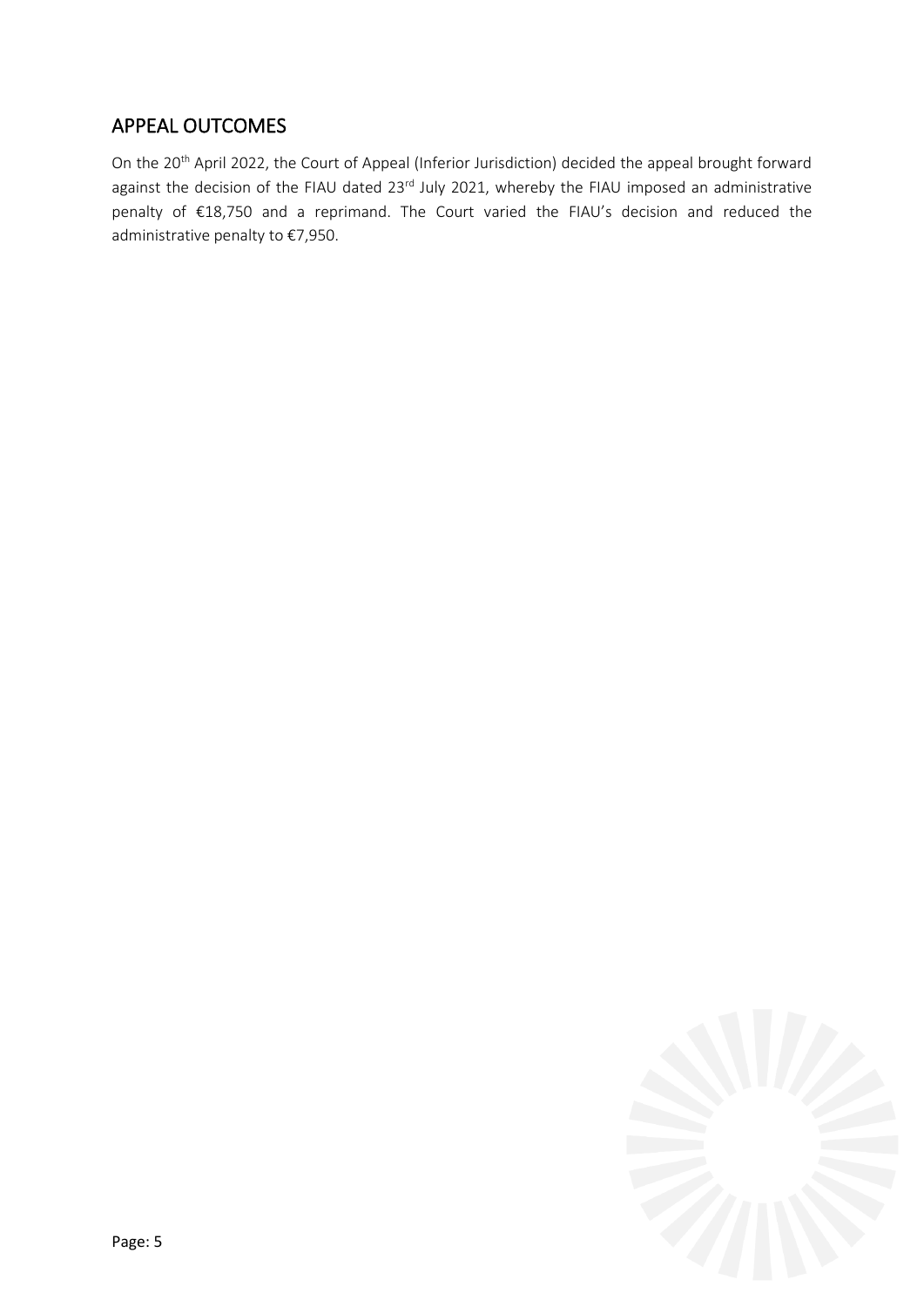## APPEAL OUTCOMES

On the 20th April 2022, the Court of Appeal (Inferior Jurisdiction) decided the appeal brought forward against the decision of the FIAU dated 23rd July 2021, whereby the FIAU imposed an administrative penalty of €18,750 and a reprimand. The Court varied the FIAU's decision and reduced the administrative penalty to €7,950.